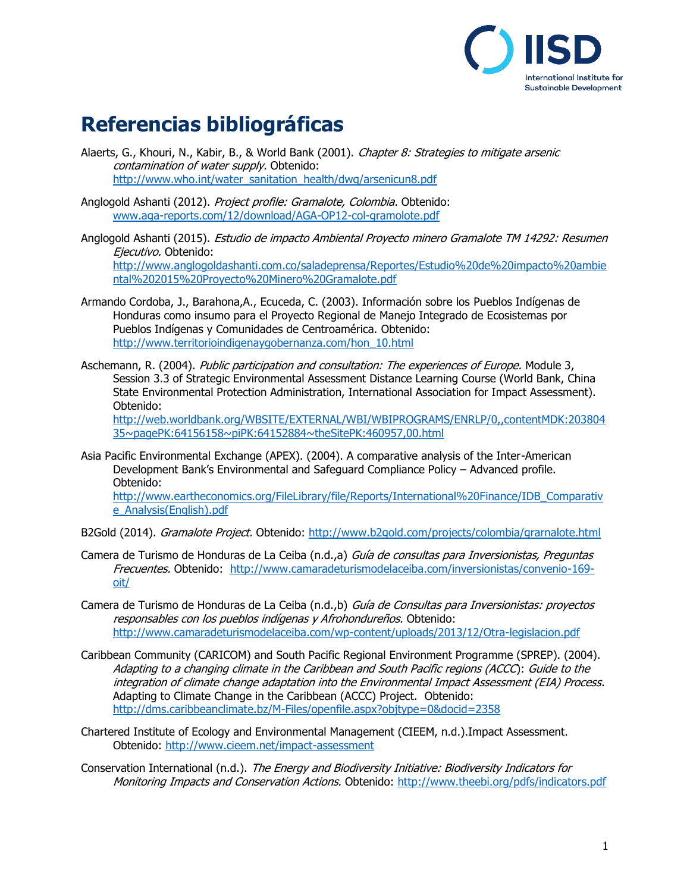# Referencias bibliográficas

Alaerts, G., Khouri, N., Kabir, B., & World Bank (2001). *Chapter 8: Strategies to mitigate arsenic contamination of water supply*. Obtenido: http://www.who.int/water_sanitation_health/dwq/arsenicun8.pdf

Anglogold Ashanti (2012). *Project profile: Gramalote, Colombia*. Obtenido: www.aga-reports.com/12/download/AGA-OP12-col-gramolote.pdf

Anglogold Ashanti (2015). *Estudio de impacto Ambiental Proyecto minero Gramalote TM 14292: Resumen Ejecutivo.* Obtenido: http://www.anglogoldashanti.com.co/saladeprensa/Reportes/Estudio%20de%20impacto%20ambiental%202015%20Proyecto%20Minero%20Gramalote.pdf

Armando Cordoba, J., Barahona,A., Ecuceda, C. (2003). Información sobre los Pueblos Indígenas de Honduras como insumo para el Proyecto Regional de Manejo Integrado de Ecosistemas por Pueblos Indígenas y Comunidades de Centroamérica. Obtenido: http://www.territorioindigenaygobernanza.com/hon_10.html

Aschemann, R. (2004). *Public participation and consultation: The experiences of Europe.* Module 3, Session 3.3 of Strategic Environmental Assessment Distance Learning Course (World Bank, China State Environmental Protection Administration, International Association for Impact Assessment). Obtenido: http://web.worldbank.org/WBSITE/EXTERNAL/WBI/WBIPROGRAMS/ENRLP/0,,contentMDK:20380435~pagePK:64156158~piPK:64152884~theSitePK:460957,00.html

Asia Pacific Environmental Exchange (APEX). (2004). A comparative analysis of the Inter-American Development Bank's Environmental and Safeguard Compliance Policy – Advanced profile. Obtenido: http://www.eartheconomics.org/FileLibrary/file/Reports/International%20Finance/IDB_Comparative_Analysis(English).pdf

B2Gold (2014). *Gramalote Project.* Obtenido: http://www.b2gold.com/projects/colombia/grarnalote.html

Camera de Turismo de Honduras de La Ceiba (n.d.,a) *Guía de consultas para Inversionistas, Preguntas Frecuentes.* Obtenido: http://www.camaradeturismodelaceiba.com/inversionistas/convenio-169-oit/

Camera de Turismo de Honduras de La Ceiba (n.d.,b) *Guía de Consultas para Inversionistas: proyectos responsables con los pueblos indígenas y Afrohondureños.* Obtenido: http://www.camaradeturismodelaceiba.com/wp-content/uploads/2013/12/Otra-legislacion.pdf

Caribbean Community (CARICOM) and South Pacific Regional Environment Programme (SPREP). (2004). *Adapting to a changing climate in the Caribbean and South Pacific regions (ACCC)*: *Guide to the integration of climate change adaptation into the Environmental Impact Assessment (EIA) Process*. Adapting to Climate Change in the Caribbean (ACCC) Project. Obtenido: http://dms.caribbeanclimate.bz/M-Files/openfile.aspx?objtype=0&docid=2358

Chartered Institute of Ecology and Environmental Management (CIEEM, n.d.).Impact Assessment. Obtenido: http://www.cieem.net/impact-assessment

Conservation International (n.d.). *The Energy and Biodiversity Initiative: Biodiversity Indicators for Monitoring Impacts and Conservation Actions.* Obtenido: http://www.theebi.org/pdfs/indicators.pdf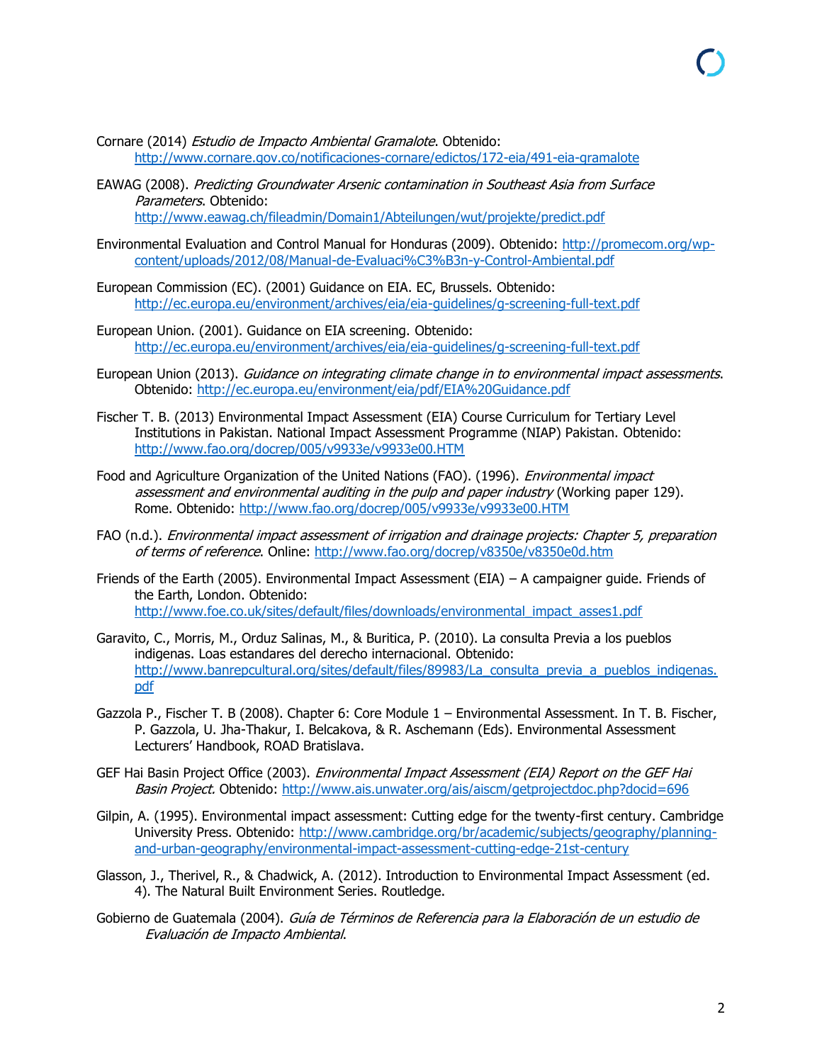Cornare (2014) *Estudio de Impacto Ambiental Gramalote*. Obtenido: http://www.cornare.gov.co/notificaciones-cornare/edictos/172-eia/491-eia-gramalote

EAWAG (2008). *Predicting Groundwater Arsenic contamination in Southeast Asia from Surface Parameters*. Obtenido: http://www.eawag.ch/fileadmin/Domain1/Abteilungen/wut/projekte/predict.pdf

Environmental Evaluation and Control Manual for Honduras (2009). Obtenido: http://promecom.org/wp-content/uploads/2012/08/Manual-de-Evaluaci%C3%B3n-y-Control-Ambiental.pdf

European Commission (EC). (2001) Guidance on EIA. EC, Brussels. Obtenido: http://ec.europa.eu/environment/archives/eia/eia-guidelines/g-screening-full-text.pdf

European Union. (2001). Guidance on EIA screening. Obtenido: http://ec.europa.eu/environment/archives/eia/eia-guidelines/g-screening-full-text.pdf

European Union (2013). *Guidance on integrating climate change in to environmental impact assessments*. Obtenido: http://ec.europa.eu/environment/eia/pdf/EIA%20Guidance.pdf

Fischer T. B. (2013) Environmental Impact Assessment (EIA) Course Curriculum for Tertiary Level Institutions in Pakistan. National Impact Assessment Programme (NIAP) Pakistan. Obtenido: http://www.fao.org/docrep/005/v9933e/v9933e00.HTM

Food and Agriculture Organization of the United Nations (FAO). (1996). *Environmental impact assessment and environmental auditing in the pulp and paper industry* (Working paper 129). Rome. Obtenido: http://www.fao.org/docrep/005/v9933e/v9933e00.HTM

FAO (n.d.). *Environmental impact assessment of irrigation and drainage projects: Chapter 5, preparation of terms of reference*. Online: http://www.fao.org/docrep/v8350e/v8350e0d.htm

Friends of the Earth (2005). Environmental Impact Assessment (EIA) – A campaigner guide. Friends of the Earth, London. Obtenido: http://www.foe.co.uk/sites/default/files/downloads/environmental_impact_asses1.pdf

Garavito, C., Morris, M., Orduz Salinas, M., & Buritica, P. (2010). La consulta Previa a los pueblos indigenas. Loas estandares del derecho internacional. Obtenido: http://www.banrepcultural.org/sites/default/files/89983/La_consulta_previa_a_pueblos_indigenas.pdf

Gazzola P., Fischer T. B (2008). Chapter 6: Core Module 1 – Environmental Assessment. In T. B. Fischer, P. Gazzola, U. Jha-Thakur, I. Belcakova, & R. Aschemann (Eds). Environmental Assessment Lecturers' Handbook, ROAD Bratislava.

GEF Hai Basin Project Office (2003). *Environmental Impact Assessment (EIA) Report on the GEF Hai Basin Project.* Obtenido: http://www.ais.unwater.org/ais/aiscm/getprojectdoc.php?docid=696

Gilpin, A. (1995). Environmental impact assessment: Cutting edge for the twenty-first century. Cambridge University Press. Obtenido: http://www.cambridge.org/br/academic/subjects/geography/planning-and-urban-geography/environmental-impact-assessment-cutting-edge-21st-century

Glasson, J., Therivel, R., & Chadwick, A. (2012). Introduction to Environmental Impact Assessment (ed. 4). The Natural Built Environment Series. Routledge.

Gobierno de Guatemala (2004). *Guía de Términos de Referencia para la Elaboración de un estudio de Evaluación de Impacto Ambiental*.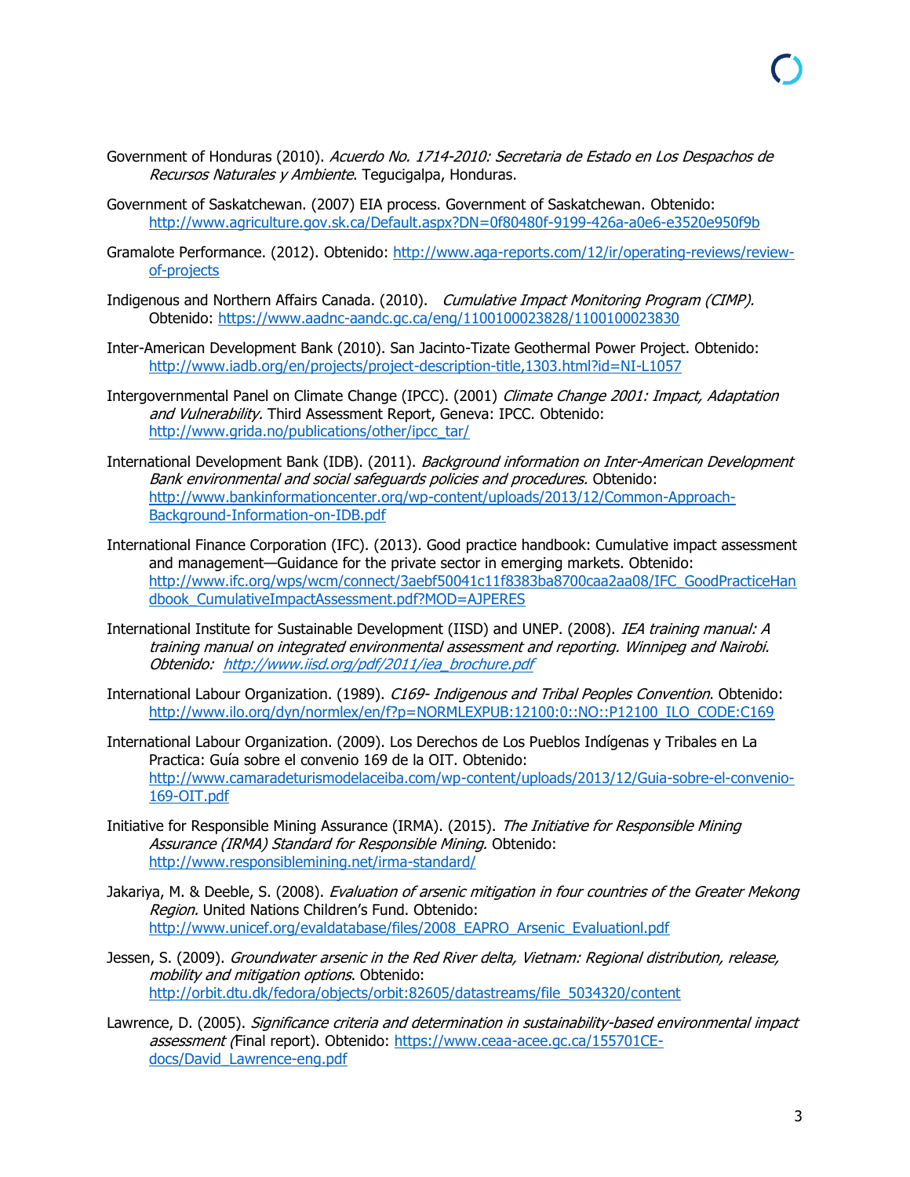Government of Honduras (2010). *Acuerdo No. 1714-2010: Secretaria de Estado en Los Despachos de Recursos Naturales y Ambiente*. Tegucigalpa, Honduras.

Government of Saskatchewan. (2007) EIA process. Government of Saskatchewan. Obtenido: http://www.agriculture.gov.sk.ca/Default.aspx?DN=0f80480f-9199-426a-a0e6-e3520e950f9b

Gramalote Performance. (2012). Obtenido: http://www.aga-reports.com/12/ir/operating-reviews/review-of-projects

Indigenous and Northern Affairs Canada. (2010). *Cumulative Impact Monitoring Program (CIMP).* Obtenido: https://www.aadnc-aandc.gc.ca/eng/1100100023828/1100100023830

Inter-American Development Bank (2010). San Jacinto-Tizate Geothermal Power Project. Obtenido: http://www.iadb.org/en/projects/project-description-title,1303.html?id=NI-L1057

Intergovernmental Panel on Climate Change (IPCC). (2001) *Climate Change 2001: Impact, Adaptation and Vulnerability.* Third Assessment Report, Geneva: IPCC. Obtenido: http://www.grida.no/publications/other/ipcc_tar/

International Development Bank (IDB). (2011). *Background information on Inter-American Development Bank environmental and social safeguards policies and procedures.* Obtenido: http://www.bankinformationcenter.org/wp-content/uploads/2013/12/Common-Approach-Background-Information-on-IDB.pdf

International Finance Corporation (IFC). (2013). Good practice handbook: Cumulative impact assessment and management—Guidance for the private sector in emerging markets. Obtenido: http://www.ifc.org/wps/wcm/connect/3aebf50041c11f8383ba8700caa2aa08/IFC_GoodPracticeHandbook_CumulativeImpactAssessment.pdf?MOD=AJPERES

International Institute for Sustainable Development (IISD) and UNEP. (2008). *IEA training manual: A training manual on integrated environmental assessment and reporting. Winnipeg and Nairobi. Obtenido: http://www.iisd.org/pdf/2011/iea_brochure.pdf*

International Labour Organization. (1989). *C169- Indigenous and Tribal Peoples Convention*. Obtenido: http://www.ilo.org/dyn/normlex/en/f?p=NORMLEXPUB:12100:0::NO::P12100_ILO_CODE:C169

International Labour Organization. (2009). Los Derechos de Los Pueblos Indígenas y Tribales en La Practica: Guía sobre el convenio 169 de la OIT. Obtenido: http://www.camaradeturismodelaceiba.com/wp-content/uploads/2013/12/Guia-sobre-el-convenio-169-OIT.pdf

Initiative for Responsible Mining Assurance (IRMA). (2015). *The Initiative for Responsible Mining Assurance (IRMA) Standard for Responsible Mining.* Obtenido: http://www.responsiblemining.net/irma-standard/

Jakariya, M. & Deeble, S. (2008). *Evaluation of arsenic mitigation in four countries of the Greater Mekong Region.* United Nations Children's Fund. Obtenido: http://www.unicef.org/evaldatabase/files/2008_EAPRO_Arsenic_Evaluationl.pdf

Jessen, S. (2009). *Groundwater arsenic in the Red River delta, Vietnam: Regional distribution, release, mobility and mitigation options*. Obtenido: http://orbit.dtu.dk/fedora/objects/orbit:82605/datastreams/file_5034320/content

Lawrence, D. (2005). *Significance criteria and determination in sustainability-based environmental impact assessment (*Final report). Obtenido: https://www.ceaa-acee.gc.ca/155701CE-docs/David_Lawrence-eng.pdf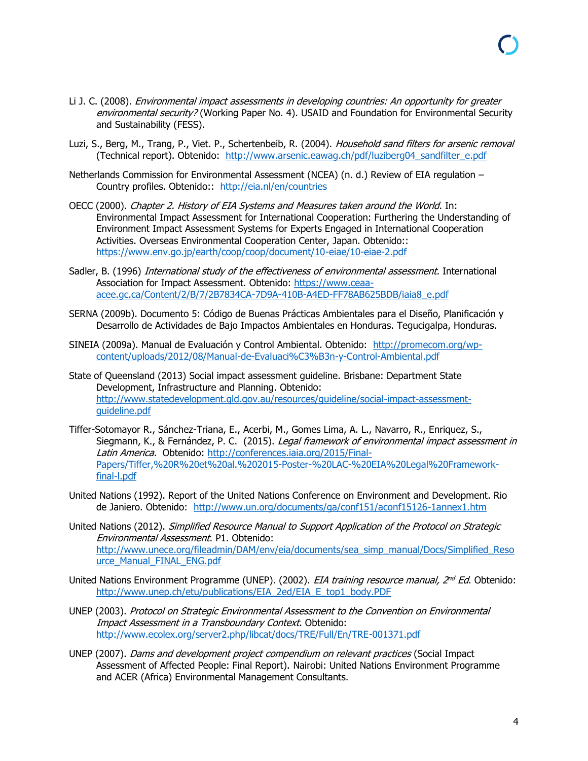Li J. C. (2008). *Environmental impact assessments in developing countries: An opportunity for greater environmental security?* (Working Paper No. 4). USAID and Foundation for Environmental Security and Sustainability (FESS).

Luzi, S., Berg, M., Trang, P., Viet. P., Schertenbeib, R. (2004). *Household sand filters for arsenic removal* (Technical report). Obtenido: http://www.arsenic.eawag.ch/pdf/luziberg04_sandfilter_e.pdf

Netherlands Commission for Environmental Assessment (NCEA) (n. d.) Review of EIA regulation – Country profiles. Obtenido:: http://eia.nl/en/countries

OECC (2000). *Chapter 2. History of EIA Systems and Measures taken around the World*. In: Environmental Impact Assessment for International Cooperation: Furthering the Understanding of Environment Impact Assessment Systems for Experts Engaged in International Cooperation Activities. Overseas Environmental Cooperation Center, Japan. Obtenido:: https://www.env.go.jp/earth/coop/coop/document/10-eiae/10-eiae-2.pdf

Sadler, B. (1996) *International study of the effectiveness of environmental assessment*. International Association for Impact Assessment. Obtenido: https://www.ceaa-acee.gc.ca/Content/2/B/7/2B7834CA-7D9A-410B-A4ED-FF78AB625BDB/iaia8_e.pdf

SERNA (2009b). Documento 5: Código de Buenas Prácticas Ambientales para el Diseño, Planificación y Desarrollo de Actividades de Bajo Impactos Ambientales en Honduras. Tegucigalpa, Honduras.

SINEIA (2009a). Manual de Evaluación y Control Ambiental. Obtenido: http://promecom.org/wp-content/uploads/2012/08/Manual-de-Evaluaci%C3%B3n-y-Control-Ambiental.pdf

State of Queensland (2013) Social impact assessment guideline. Brisbane: Department State Development, Infrastructure and Planning. Obtenido: http://www.statedevelopment.qld.gov.au/resources/guideline/social-impact-assessment-guideline.pdf

Tiffer-Sotomayor R., Sánchez-Triana, E., Acerbi, M., Gomes Lima, A. L., Navarro, R., Enriquez, S., Siegmann, K., & Fernández, P. C. (2015). *Legal framework of environmental impact assessment in Latin America.* Obtenido: http://conferences.iaia.org/2015/Final-Papers/Tiffer,%20R%20et%20al.%202015-Poster-%20LAC-%20EIA%20Legal%20Framework-final-l.pdf

United Nations (1992). Report of the United Nations Conference on Environment and Development. Rio de Janiero. Obtenido: http://www.un.org/documents/ga/conf151/aconf15126-1annex1.htm

United Nations (2012). *Simplified Resource Manual to Support Application of the Protocol on Strategic Environmental Assessment*. P1. Obtenido: http://www.unece.org/fileadmin/DAM/env/eia/documents/sea_simp_manual/Docs/Simplified_Resource_Manual_FINAL_ENG.pdf

United Nations Environment Programme (UNEP). (2002). *EIA training resource manual, 2nd Ed*. Obtenido: http://www.unep.ch/etu/publications/EIA_2ed/EIA_E_top1_body.PDF

UNEP (2003). *Protocol on Strategic Environmental Assessment to the Convention on Environmental Impact Assessment in a Transboundary Context*. Obtenido: http://www.ecolex.org/server2.php/libcat/docs/TRE/Full/En/TRE-001371.pdf

UNEP (2007). *Dams and development project compendium on relevant practices* (Social Impact Assessment of Affected People: Final Report). Nairobi: United Nations Environment Programme and ACER (Africa) Environmental Management Consultants.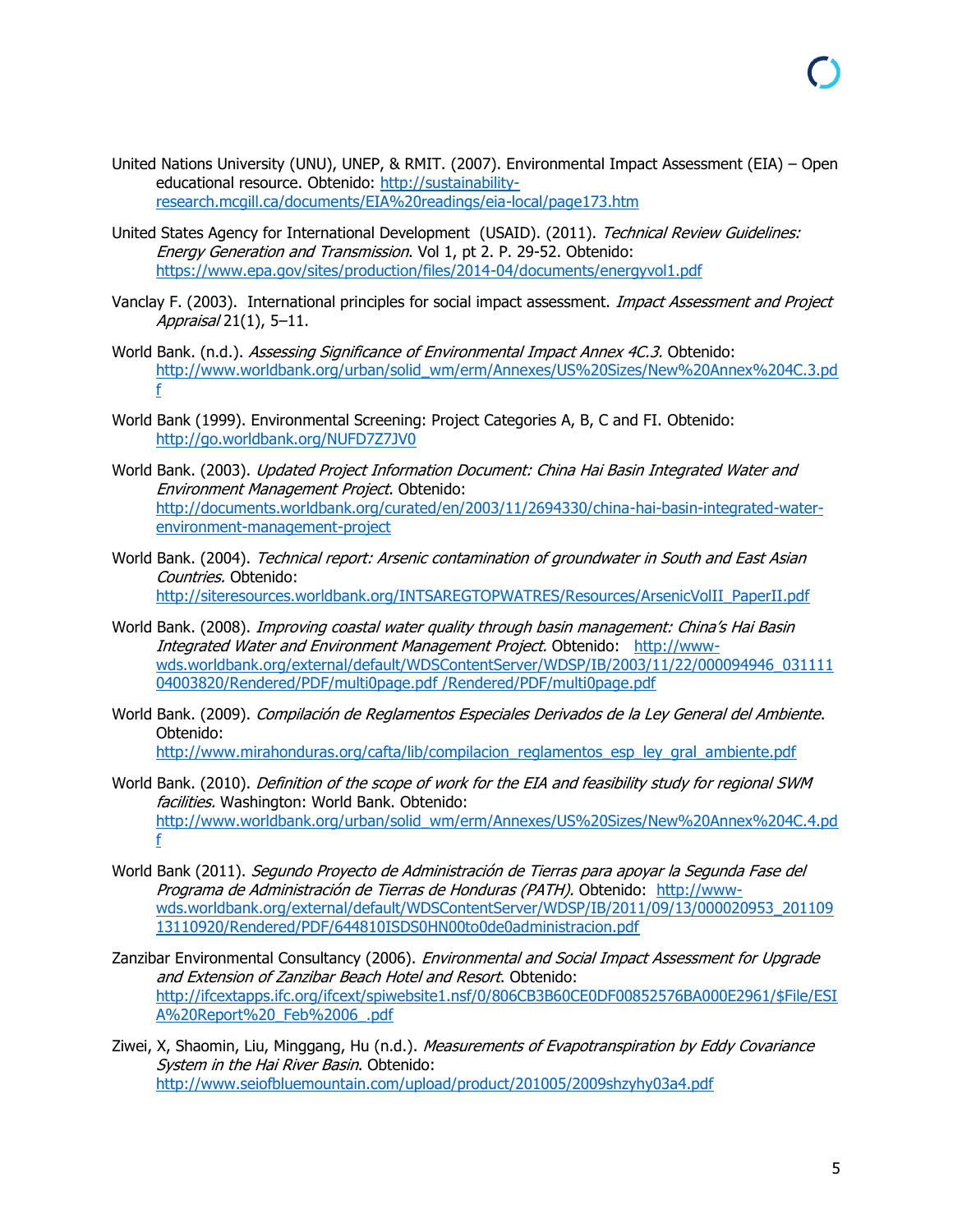United Nations University (UNU), UNEP, & RMIT. (2007). Environmental Impact Assessment (EIA) – Open educational resource. Obtenido: http://sustainability-research.mcgill.ca/documents/EIA%20readings/eia-local/page173.htm

United States Agency for International Development (USAID). (2011). *Technical Review Guidelines: Energy Generation and Transmission*. Vol 1, pt 2. P. 29-52. Obtenido: https://www.epa.gov/sites/production/files/2014-04/documents/energyvol1.pdf

Vanclay F. (2003). International principles for social impact assessment. *Impact Assessment and Project Appraisal* 21(1), 5–11.

World Bank. (n.d.). *Assessing Significance of Environmental Impact Annex 4C.3*. Obtenido: http://www.worldbank.org/urban/solid_wm/erm/Annexes/US%20Sizes/New%20Annex%204C.3.pdf

World Bank (1999). Environmental Screening: Project Categories A, B, C and FI. Obtenido: http://go.worldbank.org/NUFD7Z7JV0

World Bank. (2003). *Updated Project Information Document: China Hai Basin Integrated Water and Environment Management Project*. Obtenido: http://documents.worldbank.org/curated/en/2003/11/2694330/china-hai-basin-integrated-water-environment-management-project

World Bank. (2004). *Technical report: Arsenic contamination of groundwater in South and East Asian Countries.* Obtenido: http://siteresources.worldbank.org/INTSAREGTOPWATRES/Resources/ArsenicVolII_PaperII.pdf

World Bank. (2008). *Improving coastal water quality through basin management: China's Hai Basin Integrated Water and Environment Management Project.* Obtenido: http://www-wds.worldbank.org/external/default/WDSContentServer/WDSP/IB/2003/11/22/000094946_03111104003820/Rendered/PDF/multi0page.pdf /Rendered/PDF/multi0page.pdf

World Bank. (2009). *Compilación de Reglamentos Especiales Derivados de la Ley General del Ambiente*. Obtenido: http://www.mirahonduras.org/cafta/lib/compilacion_reglamentos_esp_ley_gral_ambiente.pdf

World Bank. (2010). *Definition of the scope of work for the EIA and feasibility study for regional SWM facilities.* Washington: World Bank. Obtenido: http://www.worldbank.org/urban/solid_wm/erm/Annexes/US%20Sizes/New%20Annex%204C.4.pdf

World Bank (2011). *Segundo Proyecto de Administración de Tierras para apoyar la Segunda Fase del Programa de Administración de Tierras de Honduras (PATH).* Obtenido: http://www-wds.worldbank.org/external/default/WDSContentServer/WDSP/IB/2011/09/13/000020953_20110913110920/Rendered/PDF/644810ISDS0HN00to0de0administracion.pdf

Zanzibar Environmental Consultancy (2006). *Environmental and Social Impact Assessment for Upgrade and Extension of Zanzibar Beach Hotel and Resort*. Obtenido: http://ifcextapps.ifc.org/ifcext/spiwebsite1.nsf/0/806CB3B60CE0DF00852576BA000E2961/$File/ESIA%20Report%20_Feb%2006_.pdf

Ziwei, X, Shaomin, Liu, Minggang, Hu (n.d.). *Measurements of Evapotranspiration by Eddy Covariance System in the Hai River Basin*. Obtenido: http://www.seiofbluemountain.com/upload/product/201005/2009shzyhy03a4.pdf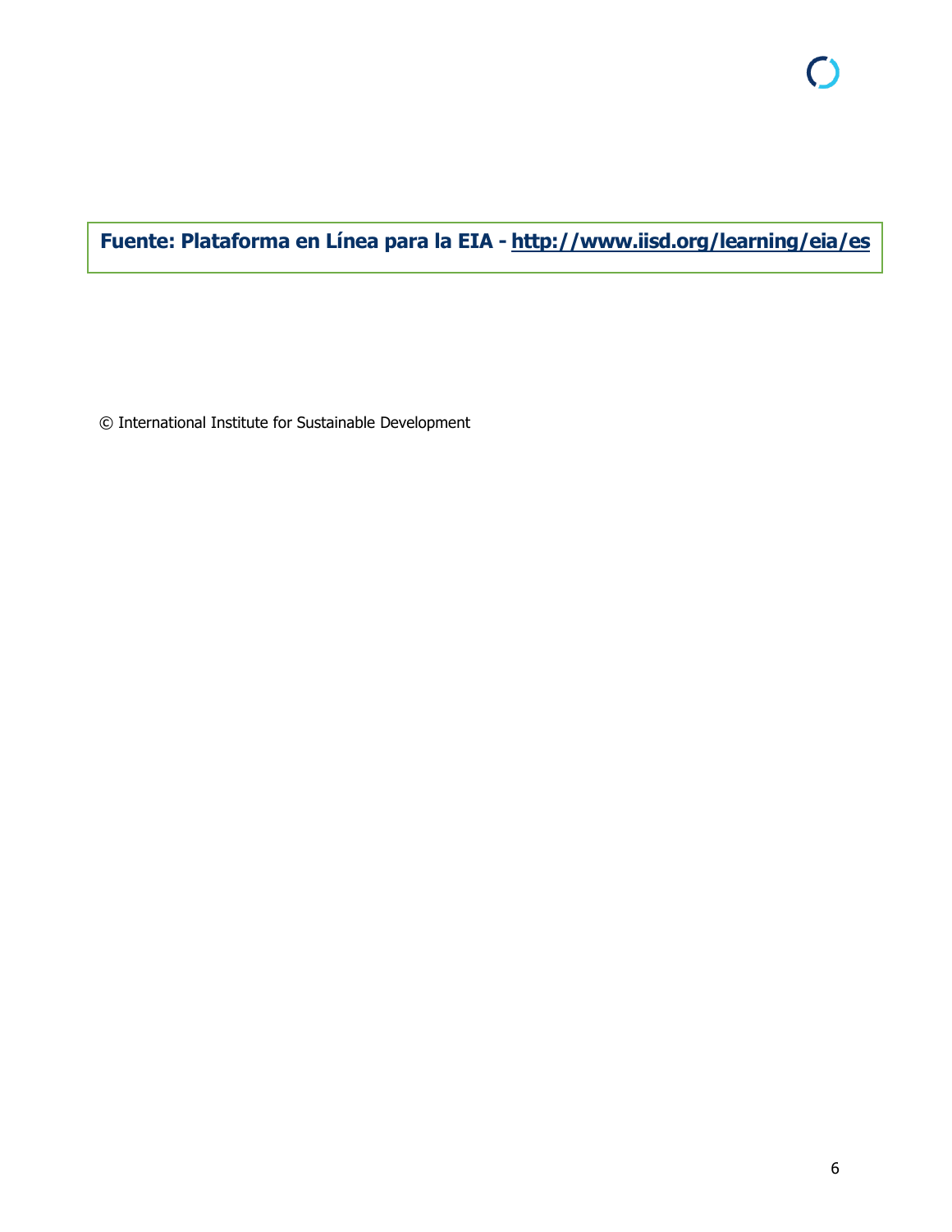**Fuente: Plataforma en Línea para la EIA - http://www.iisd.org/learning/eia/es**

© International Institute for Sustainable Development